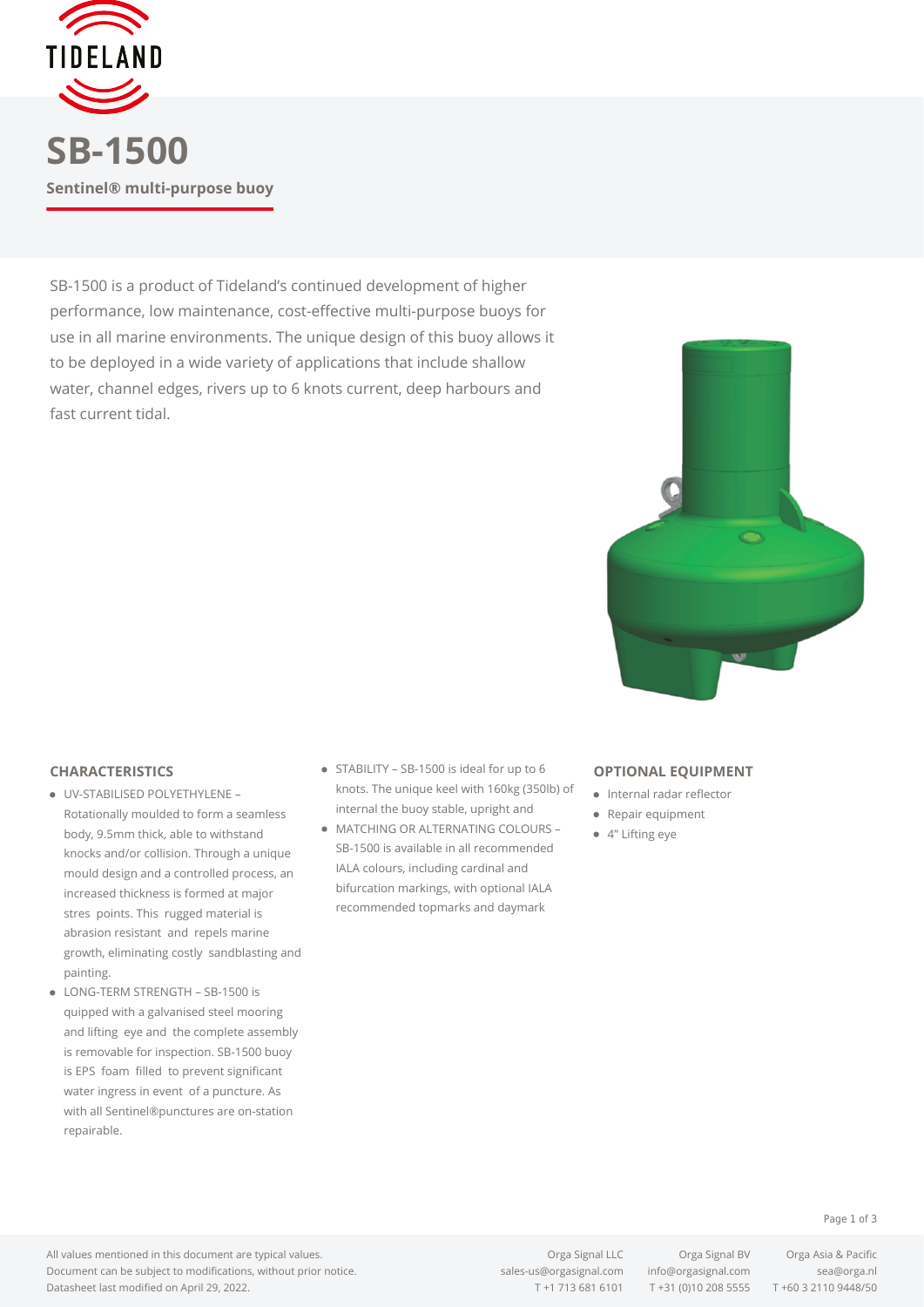TIDELAND

# SB-1500

**Sentinel® multi-purpose buoy**

SB-1500 is a product of Tideland's continued development of higher performance, low maintenance, cost-effective multi-purpose buoys for use in all marine environments. The unique design of this buoy allows it to be deployed in a wide variety of applications that include shallow water, channel edges, rivers up to 6 knots current, deep harbours and fast current tidal.

## CHARACTERISTICS

- UV-STABILISED POLYETHYLENE – Rotationally moulded to form a seamless body, 9.5mm thick, able to withstand knocks and/or collision. Through a unique mould design and a controlled process, an increased thickness is formed at major stres points. This rugged material is abrasion resistant and repels marine growth, eliminating costly sandblasting and painting.
- LONG-TERM STRENGTH – SB-1500 is quipped with a galvanised steel mooring and lifting eye and the complete assembly is removable for inspection. SB-1500 buoy is EPS foam filled to prevent significant water ingress in event of a puncture. As with all Sentinel®punctures are on-station repairable.
- STABILITY – SB-1500 is ideal for up to 6 knots. The unique keel with 160kg (350lb) of internal the buoy stable, upright and
- MATCHING OR ALTERNATING COLOURS – SB-1500 is available in all recommended IALA colours, including cardinal and bifurcation markings, with optional IALA recommended topmarks and daymark

## OPTIONAL EQUIPMENT

- Internal radar reflector
- Repair equipment
- 4" Lifting eye

All values mentioned in this document are typical values.
Document can be subject to modifications, without prior notice.
Datasheet last modified on April 29, 2022.

Orga Signal LLC
sales-us@orgasignal.com
T +1 713 681 6101

Orga Signal BV
info@orgasignal.com
T +31 (0)10 208 5555

Orga Asia & Pacific
sea@orga.nl
T +60 3 2110 9448/50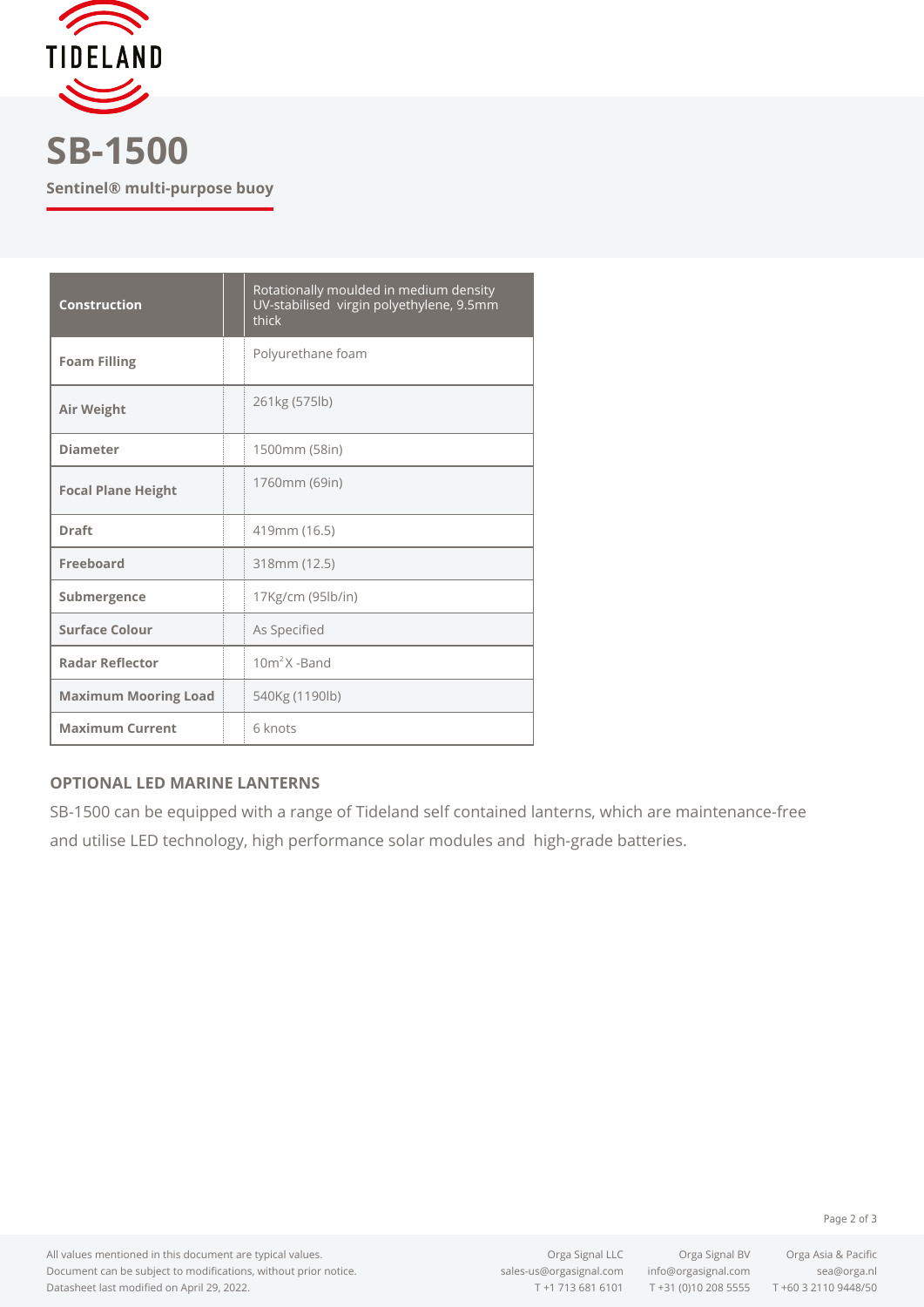# SB-1500

**Sentinel® multi-purpose buoy**

| | |
|---|---|
| **Construction** | Rotationally moulded in medium density UV-stabilised virgin polyethylene, 9.5mm thick |
| **Foam Filling** | Polyurethane foam |
| **Air Weight** | 261kg (575lb) |
| **Diameter** | 1500mm (58in) |
| **Focal Plane Height** | 1760mm (69in) |
| **Draft** | 419mm (16.5) |
| **Freeboard** | 318mm (12.5) |
| **Submergence** | 17Kg/cm (95lb/in) |
| **Surface Colour** | As Specified |
| **Radar Reflector** | $10m^2$ X -Band |
| **Maximum Mooring Load** | 540Kg (1190lb) |
| **Maximum Current** | 6 knots |

## OPTIONAL LED MARINE LANTERNS

SB-1500 can be equipped with a range of Tideland self contained lanterns, which are maintenance-free and utilise LED technology, high performance solar modules and high-grade batteries.

All values mentioned in this document are typical values.
Document can be subject to modifications, without prior notice.
Datasheet last modified on April 29, 2022.

Orga Signal LLC
sales-us@orgasignal.com
T +1 713 681 6101

Orga Signal BV
info@orgasignal.com
T +31 (0)10 208 5555

Orga Asia & Pacific
sea@orga.nl
T +60 3 2110 9448/50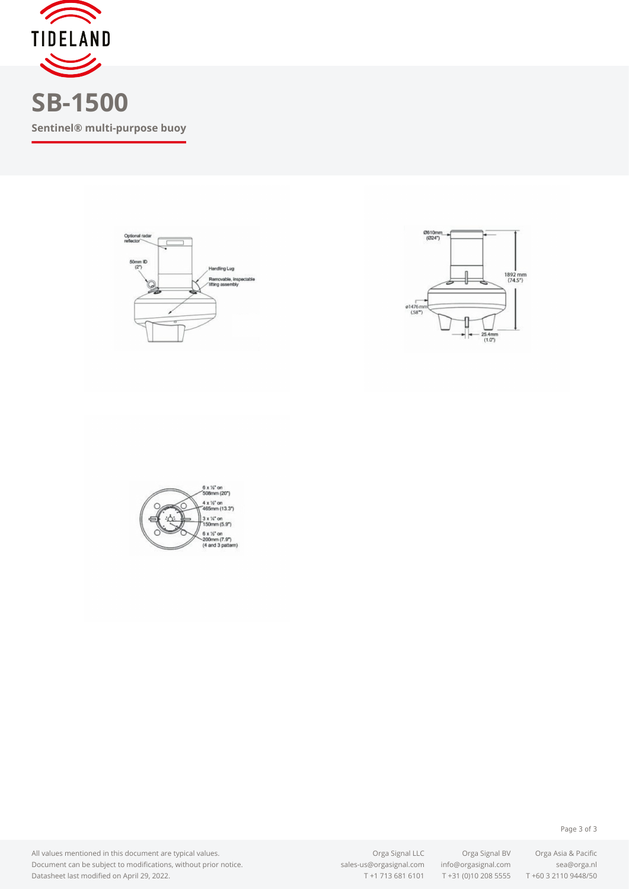# SB-1500

**Sentinel® multi-purpose buoy**

Optional radar reflector

50mm ID (2")

Handling Lug

Removable, inspectable lifting assembly

Ø610mm (Ø24")

1892 mm (74.5")

ø1476 mm (58")

25.4mm (1.0")

6 x ½" on 508mm (20")

4 x ½" on 465mm (13.3")

3 x ¼" on 150mm (5.9")

6 x ½" on 200mm (7.9") (4 and 3 pattern)

All values mentioned in this document are typical values.
Document can be subject to modifications, without prior notice.
Datasheet last modified on April 29, 2022.

Orga Signal LLC
sales-us@orgasignal.com
T +1 713 681 6101

Orga Signal BV
info@orgasignal.com
T +31 (0)10 208 5555

Orga Asia & Pacific
sea@orga.nl
T +60 3 2110 9448/50